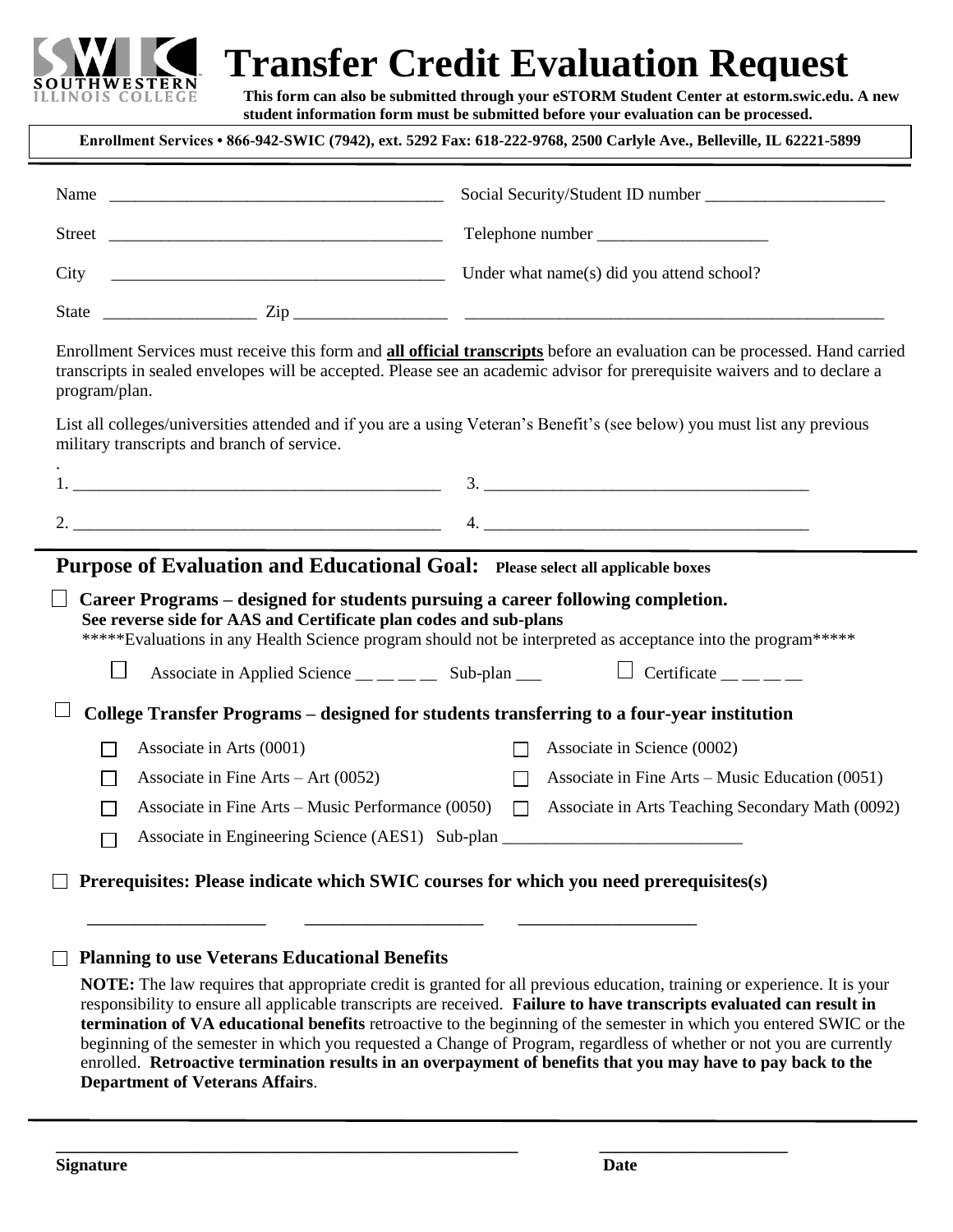# Transfer Credit Evaluation Request

**This form can also be submitted through your eSTORM Student Center at estorm.swic.edu. A new student information form must be submitted before your evaluation can be processed.**

**Enrollment Services • 866-942-SWIC (7942), ext. 5292 Fax: 618-222-9768, 2500 Carlyle Ave., Belleville, IL 62221-5899**

Name _______________________________________ Social Security/Student ID number _____________________

Street _______________________________________ Telephone number ____________________

City _______________________________________ Under what name(s) did you attend school?

State _________________ Zip _________________ __________________________________________________

Enrollment Services must receive this form and **all official transcripts** before an evaluation can be processed. Hand carried transcripts in sealed envelopes will be accepted. Please see an academic advisor for prerequisite waivers and to declare a program/plan.

List all colleges/universities attended and if you are a using Veteran's Benefit's (see below) you must list any previous military transcripts and branch of service.

.

1. ____________________________________________ 3. ______________________________________

2. ____________________________________________ 4. ______________________________________

## Purpose of Evaluation and Educational Goal: Please select all applicable boxes

☐ **Career Programs – designed for students pursuing a career following completion.**
**See reverse side for AAS and Certificate plan codes and sub-plans**
*****Evaluations in any Health Science program should not be interpreted as acceptance into the program*****

☐ Associate in Applied Science __ __ __ __ Sub-plan ___ ☐ Certificate __ __ __ __

☐ **College Transfer Programs – designed for students transferring to a four-year institution**

- ☐ Associate in Arts (0001)
- ☐ Associate in Science (0002)
- ☐ Associate in Fine Arts – Art (0052)
- ☐ Associate in Fine Arts – Music Education (0051)
- ☐ Associate in Fine Arts – Music Performance (0050)
- ☐ Associate in Arts Teaching Secondary Math (0092)
- ☐ Associate in Engineering Science (AES1) Sub-plan ___________________________

☐ **Prerequisites: Please indicate which SWIC courses for which you need prerequisites(s)**

____________________ ____________________ ____________________

☐ **Planning to use Veterans Educational Benefits**

**NOTE:** The law requires that appropriate credit is granted for all previous education, training or experience. It is your responsibility to ensure all applicable transcripts are received. **Failure to have transcripts evaluated can result in termination of VA educational benefits** retroactive to the beginning of the semester in which you entered SWIC or the beginning of the semester in which you requested a Change of Program, regardless of whether or not you are currently enrolled. **Retroactive termination results in an overpayment of benefits that you may have to pay back to the Department of Veterans Affairs**.

_______________________________________________________ ______________________

**Signature** **Date**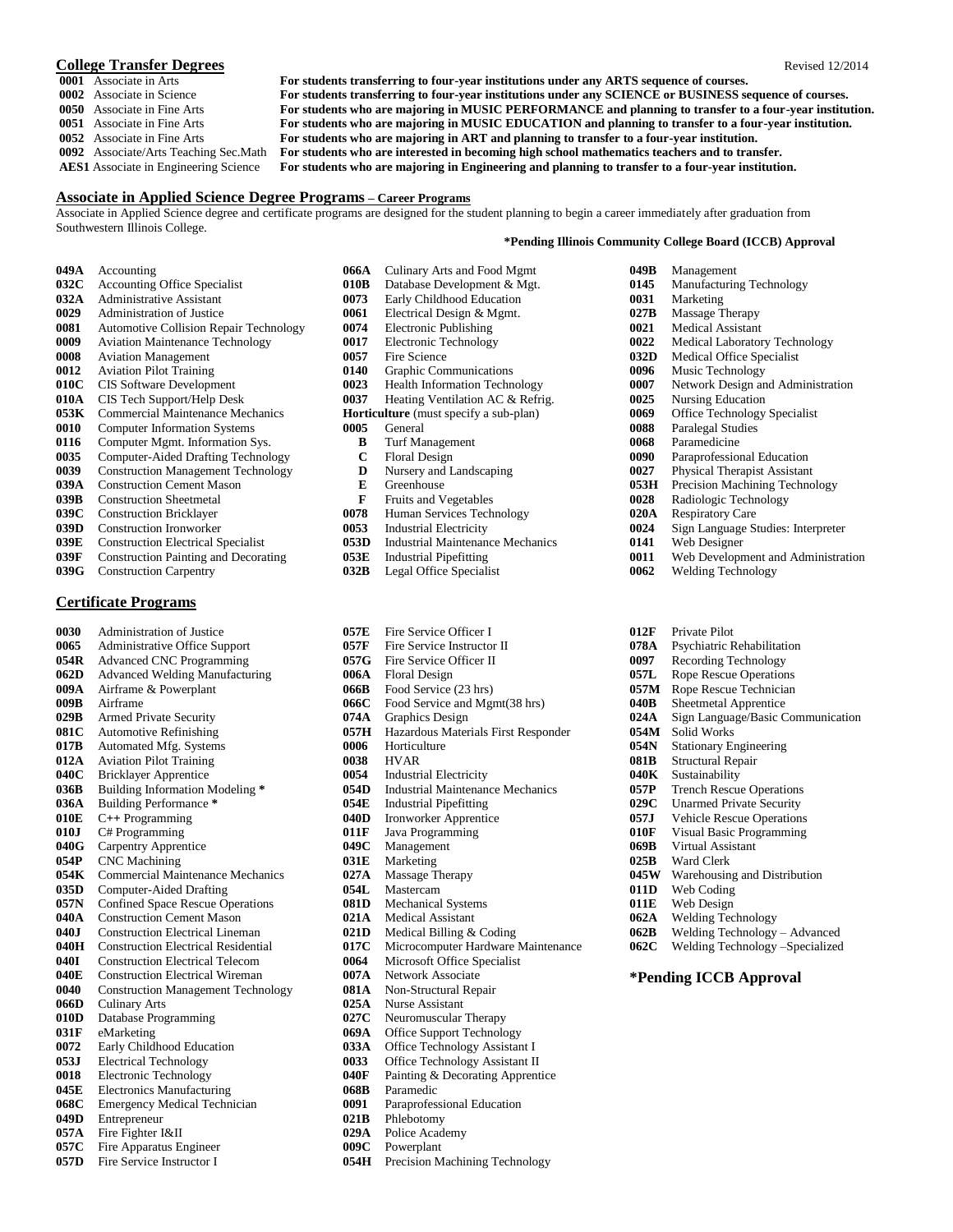## College Transfer Degrees

Revised 12/2014

| | | |
|---|---|---|
| **0001** | Associate in Arts | **For students transferring to four-year institutions under any ARTS sequence of courses.** |
| **0002** | Associate in Science | **For students transferring to four-year institutions under any SCIENCE or BUSINESS sequence of courses.** |
| **0050** | Associate in Fine Arts | **For students who are majoring in MUSIC PERFORMANCE and planning to transfer to a four-year institution.** |
| **0051** | Associate in Fine Arts | **For students who are majoring in MUSIC EDUCATION and planning to transfer to a four-year institution.** |
| **0052** | Associate in Fine Arts | **For students who are majoring in ART and planning to transfer to a four-year institution.** |
| **0092** | Associate/Arts Teaching Sec.Math | **For students who are interested in becoming high school mathematics teachers and to transfer.** |
| **AES1** | Associate in Engineering Science | **For students who are majoring in Engineering and planning to transfer to a four-year institution.** |

## Associate in Applied Science Degree Programs – Career Programs

Associate in Applied Science degree and certificate programs are designed for the student planning to begin a career immediately after graduation from Southwestern Illinois College.

**\*Pending Illinois Community College Board (ICCB) Approval**

**049A** Accounting
**032C** Accounting Office Specialist
**032A** Administrative Assistant
**0029** Administration of Justice
**0081** Automotive Collision Repair Technology
**0009** Aviation Maintenance Technology
**0008** Aviation Management
**0012** Aviation Pilot Training
**010C** CIS Software Development
**010A** CIS Tech Support/Help Desk
**053K** Commercial Maintenance Mechanics
**0010** Computer Information Systems
**0116** Computer Mgmt. Information Sys.
**0035** Computer-Aided Drafting Technology
**0039** Construction Management Technology
**039A** Construction Cement Mason
**039B** Construction Sheetmetal
**039C** Construction Bricklayer
**039D** Construction Ironworker
**039E** Construction Electrical Specialist
**039F** Construction Painting and Decorating
**039G** Construction Carpentry
**066A** Culinary Arts and Food Mgmt
**010B** Database Development & Mgt.
**0073** Early Childhood Education
**0061** Electrical Design & Mgmt.
**0074** Electronic Publishing
**0017** Electronic Technology
**0057** Fire Science
**0140** Graphic Communications
**0023** Health Information Technology
**0037** Heating Ventilation AC & Refrig.
**Horticulture** (must specify a sub-plan)
**0005** General
**B** Turf Management
**C** Floral Design
**D** Nursery and Landscaping
**E** Greenhouse
**F** Fruits and Vegetables
**0078** Human Services Technology
**0053** Industrial Electricity
**053D** Industrial Maintenance Mechanics
**053E** Industrial Pipefitting
**032B** Legal Office Specialist
**049B** Management
**0145** Manufacturing Technology
**0031** Marketing
**027B** Massage Therapy
**0021** Medical Assistant
**0022** Medical Laboratory Technology
**032D** Medical Office Specialist
**0096** Music Technology
**0007** Network Design and Administration
**0025** Nursing Education
**0069** Office Technology Specialist
**0088** Paralegal Studies
**0068** Paramedicine
**0090** Paraprofessional Education
**0027** Physical Therapist Assistant
**053H** Precision Machining Technology
**0028** Radiologic Technology
**020A** Respiratory Care
**0024** Sign Language Studies: Interpreter
**0141** Web Designer
**0011** Web Development and Administration
**0062** Welding Technology

## Certificate Programs

**0030** Administration of Justice
**0065** Administrative Office Support
**054R** Advanced CNC Programming
**062D** Advanced Welding Manufacturing
**009A** Airframe & Powerplant
**009B** Airframe
**029B** Armed Private Security
**081C** Automotive Refinishing
**017B** Automated Mfg. Systems
**012A** Aviation Pilot Training
**040C** Bricklayer Apprentice
**036B** Building Information Modeling **\***
**036A** Building Performance **\***
**010E** C++ Programming
**010J** C# Programming
**040G** Carpentry Apprentice
**054P** CNC Machining
**054K** Commercial Maintenance Mechanics
**035D** Computer-Aided Drafting
**057N** Confined Space Rescue Operations
**040A** Construction Cement Mason
**040J** Construction Electrical Lineman
**040H** Construction Electrical Residential
**040I** Construction Electrical Telecom
**040E** Construction Electrical Wireman
**0040** Construction Management Technology
**066D** Culinary Arts
**010D** Database Programming
**031F** eMarketing
**0072** Early Childhood Education
**053J** Electrical Technology
**0018** Electronic Technology
**045E** Electronics Manufacturing
**068C** Emergency Medical Technician
**049D** Entrepreneur
**057A** Fire Fighter I&II
**057C** Fire Apparatus Engineer
**057D** Fire Service Instructor I
**057E** Fire Service Officer I
**057F** Fire Service Instructor II
**057G** Fire Service Officer II
**006A** Floral Design
**066B** Food Service (23 hrs)
**066C** Food Service and Mgmt(38 hrs)
**074A** Graphics Design
**057H** Hazardous Materials First Responder
**0006** Horticulture
**0038** HVAR
**0054** Industrial Electricity
**054D** Industrial Maintenance Mechanics
**054E** Industrial Pipefitting
**040D** Ironworker Apprentice
**011F** Java Programming
**049C** Management
**031E** Marketing
**027A** Massage Therapy
**054L** Mastercam
**081D** Mechanical Systems
**021A** Medical Assistant
**021D** Medical Billing & Coding
**017C** Microcomputer Hardware Maintenance
**0064** Microsoft Office Specialist
**007A** Network Associate
**081A** Non-Structural Repair
**025A** Nurse Assistant
**027C** Neuromuscular Therapy
**069A** Office Support Technology
**033A** Office Technology Assistant I
**0033** Office Technology Assistant II
**040F** Painting & Decorating Apprentice
**068B** Paramedic
**0091** Paraprofessional Education
**021B** Phlebotomy
**029A** Police Academy
**009C** Powerplant
**054H** Precision Machining Technology
**012F** Private Pilot
**078A** Psychiatric Rehabilitation
**0097** Recording Technology
**057L** Rope Rescue Operations
**057M** Rope Rescue Technician
**040B** Sheetmetal Apprentice
**024A** Sign Language/Basic Communication
**054M** Solid Works
**054N** Stationary Engineering
**081B** Structural Repair
**040K** Sustainability
**057P** Trench Rescue Operations
**029C** Unarmed Private Security
**057J** Vehicle Rescue Operations
**010F** Visual Basic Programming
**069B** Virtual Assistant
**025B** Ward Clerk
**045W** Warehousing and Distribution
**011D** Web Coding
**011E** Web Design
**062A** Welding Technology
**062B** Welding Technology – Advanced
**062C** Welding Technology –Specialized

**\*Pending ICCB Approval**